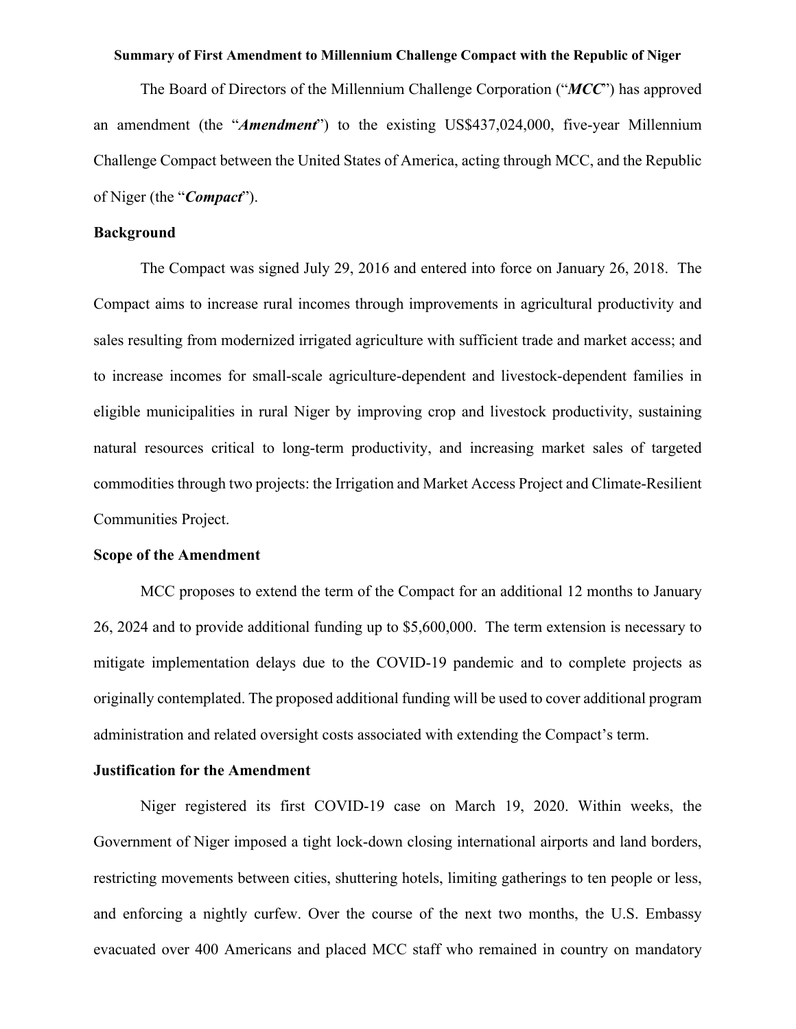**Summary of First Amendment to Millennium Challenge Compact with the Republic of Niger**

The Board of Directors of the Millennium Challenge Corporation ("***MCC***") has approved an amendment (the "***Amendment***") to the existing US$437,024,000, five-year Millennium Challenge Compact between the United States of America, acting through MCC, and the Republic of Niger (the "***Compact***").

**Background**

The Compact was signed July 29, 2016 and entered into force on January 26, 2018. The Compact aims to increase rural incomes through improvements in agricultural productivity and sales resulting from modernized irrigated agriculture with sufficient trade and market access; and to increase incomes for small-scale agriculture-dependent and livestock-dependent families in eligible municipalities in rural Niger by improving crop and livestock productivity, sustaining natural resources critical to long-term productivity, and increasing market sales of targeted commodities through two projects: the Irrigation and Market Access Project and Climate-Resilient Communities Project.

**Scope of the Amendment**

MCC proposes to extend the term of the Compact for an additional 12 months to January 26, 2024 and to provide additional funding up to $5,600,000. The term extension is necessary to mitigate implementation delays due to the COVID-19 pandemic and to complete projects as originally contemplated. The proposed additional funding will be used to cover additional program administration and related oversight costs associated with extending the Compact's term.

**Justification for the Amendment**

Niger registered its first COVID-19 case on March 19, 2020. Within weeks, the Government of Niger imposed a tight lock-down closing international airports and land borders, restricting movements between cities, shuttering hotels, limiting gatherings to ten people or less, and enforcing a nightly curfew. Over the course of the next two months, the U.S. Embassy evacuated over 400 Americans and placed MCC staff who remained in country on mandatory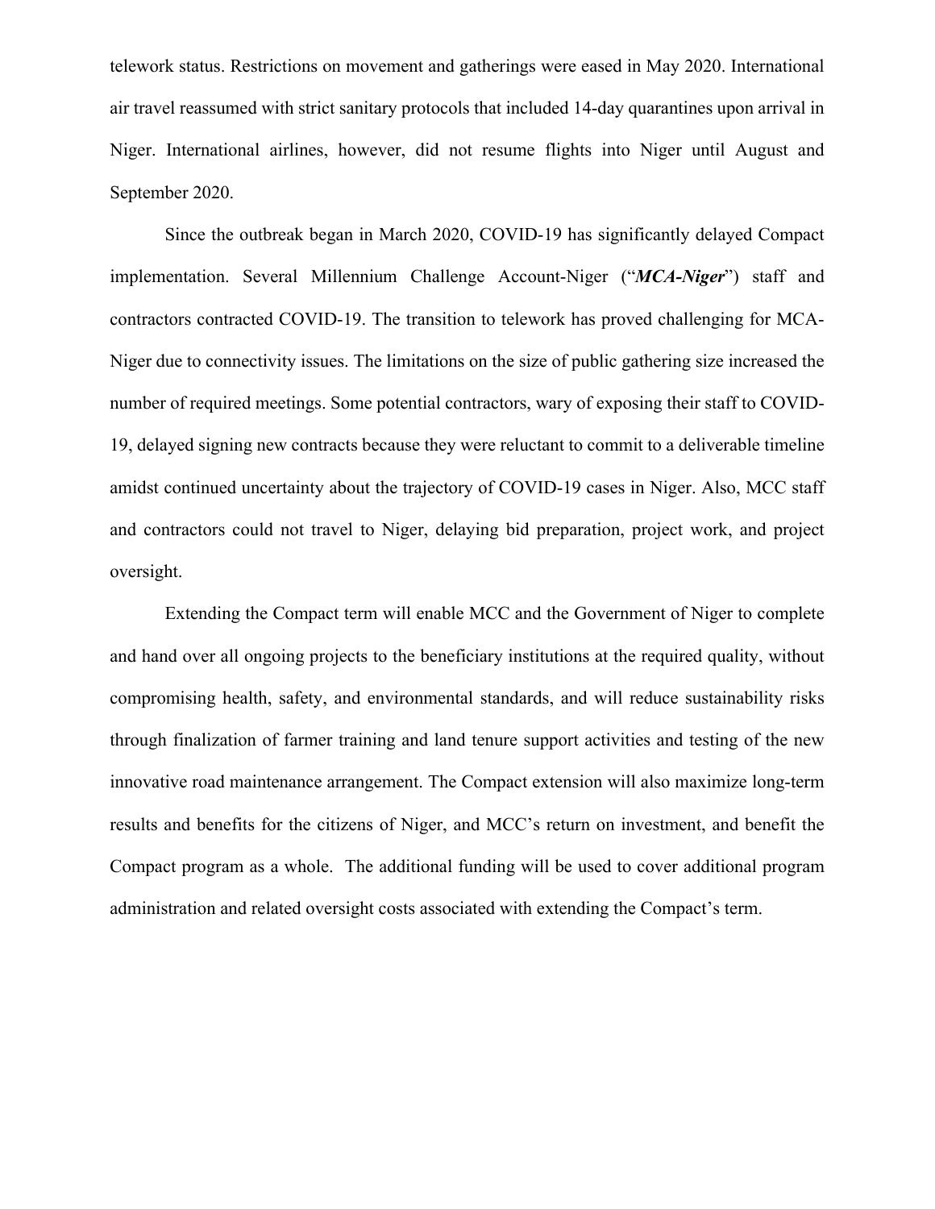telework status. Restrictions on movement and gatherings were eased in May 2020. International air travel reassumed with strict sanitary protocols that included 14-day quarantines upon arrival in Niger. International airlines, however, did not resume flights into Niger until August and September 2020.

Since the outbreak began in March 2020, COVID-19 has significantly delayed Compact implementation. Several Millennium Challenge Account-Niger ("***MCA-Niger***") staff and contractors contracted COVID-19. The transition to telework has proved challenging for MCA-Niger due to connectivity issues. The limitations on the size of public gathering size increased the number of required meetings. Some potential contractors, wary of exposing their staff to COVID-19, delayed signing new contracts because they were reluctant to commit to a deliverable timeline amidst continued uncertainty about the trajectory of COVID-19 cases in Niger. Also, MCC staff and contractors could not travel to Niger, delaying bid preparation, project work, and project oversight.

Extending the Compact term will enable MCC and the Government of Niger to complete and hand over all ongoing projects to the beneficiary institutions at the required quality, without compromising health, safety, and environmental standards, and will reduce sustainability risks through finalization of farmer training and land tenure support activities and testing of the new innovative road maintenance arrangement. The Compact extension will also maximize long-term results and benefits for the citizens of Niger, and MCC's return on investment, and benefit the Compact program as a whole. The additional funding will be used to cover additional program administration and related oversight costs associated with extending the Compact's term.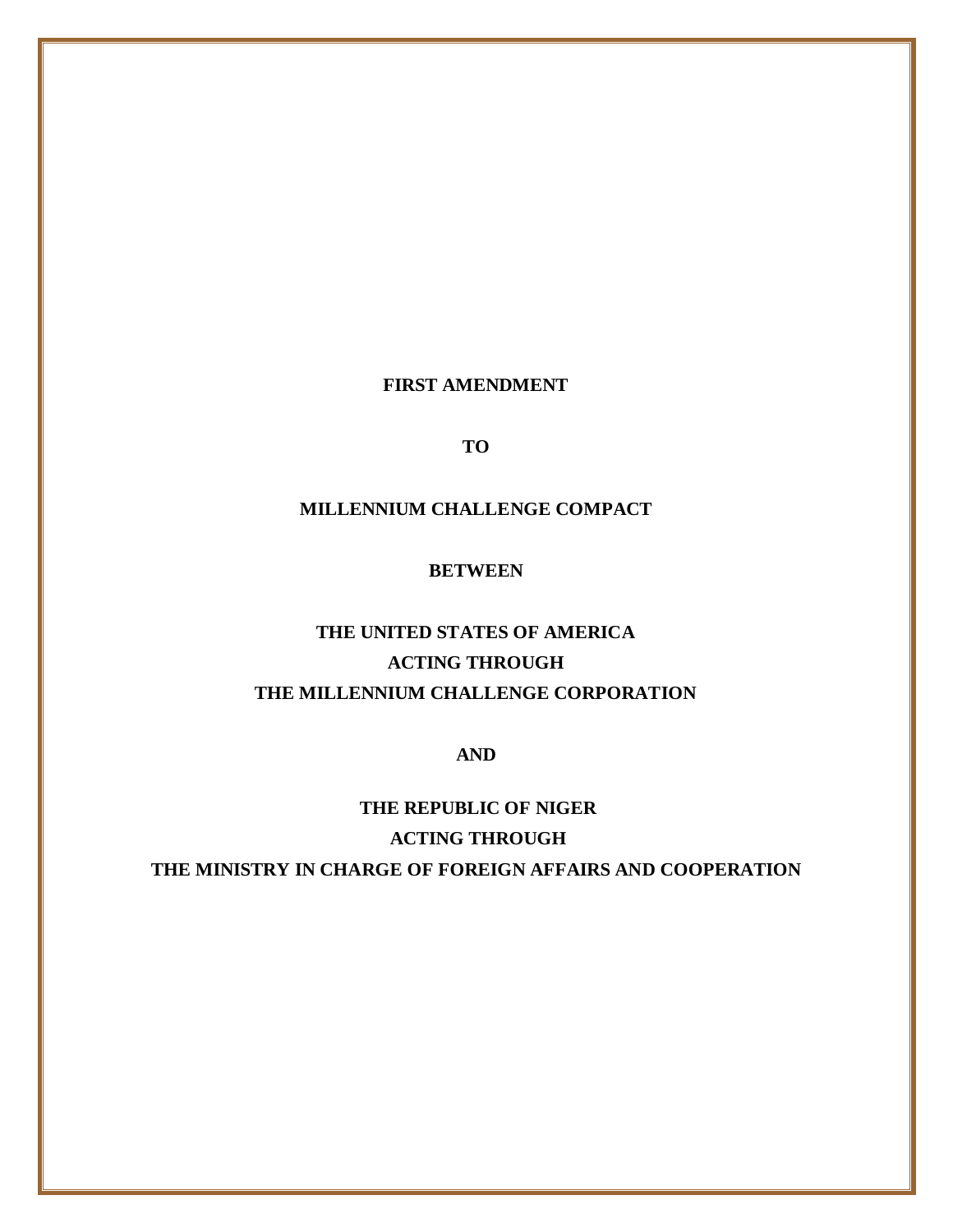**FIRST AMENDMENT**

**TO**

**MILLENNIUM CHALLENGE COMPACT**

**BETWEEN**

**THE UNITED STATES OF AMERICA**
**ACTING THROUGH**
**THE MILLENNIUM CHALLENGE CORPORATION**

**AND**

**THE REPUBLIC OF NIGER**
**ACTING THROUGH**
**THE MINISTRY IN CHARGE OF FOREIGN AFFAIRS AND COOPERATION**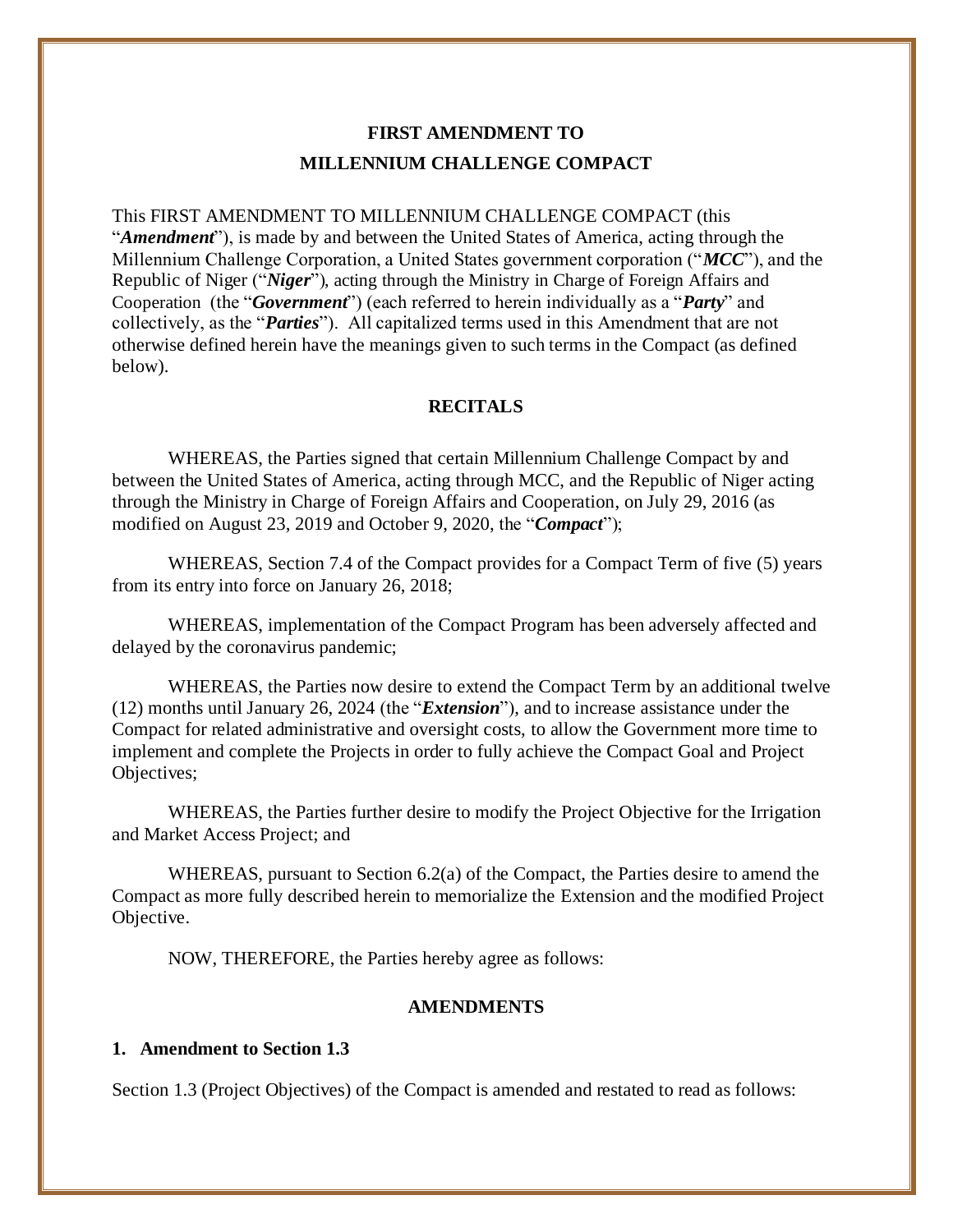**FIRST AMENDMENT TO**
**MILLENNIUM CHALLENGE COMPACT**

This FIRST AMENDMENT TO MILLENNIUM CHALLENGE COMPACT (this "***Amendment***"), is made by and between the United States of America, acting through the Millennium Challenge Corporation, a United States government corporation ("***MCC***"), and the Republic of Niger ("***Niger***"), acting through the Ministry in Charge of Foreign Affairs and Cooperation (the "***Government***") (each referred to herein individually as a "***Party***" and collectively, as the "***Parties***"). All capitalized terms used in this Amendment that are not otherwise defined herein have the meanings given to such terms in the Compact (as defined below).

## RECITALS

WHEREAS, the Parties signed that certain Millennium Challenge Compact by and between the United States of America, acting through MCC, and the Republic of Niger acting through the Ministry in Charge of Foreign Affairs and Cooperation, on July 29, 2016 (as modified on August 23, 2019 and October 9, 2020, the "***Compact***");

WHEREAS, Section 7.4 of the Compact provides for a Compact Term of five (5) years from its entry into force on January 26, 2018;

WHEREAS, implementation of the Compact Program has been adversely affected and delayed by the coronavirus pandemic;

WHEREAS, the Parties now desire to extend the Compact Term by an additional twelve (12) months until January 26, 2024 (the "***Extension***"), and to increase assistance under the Compact for related administrative and oversight costs, to allow the Government more time to implement and complete the Projects in order to fully achieve the Compact Goal and Project Objectives;

WHEREAS, the Parties further desire to modify the Project Objective for the Irrigation and Market Access Project; and

WHEREAS, pursuant to Section 6.2(a) of the Compact, the Parties desire to amend the Compact as more fully described herein to memorialize the Extension and the modified Project Objective.

NOW, THEREFORE, the Parties hereby agree as follows:

## AMENDMENTS

**1. Amendment to Section 1.3**

Section 1.3 (Project Objectives) of the Compact is amended and restated to read as follows: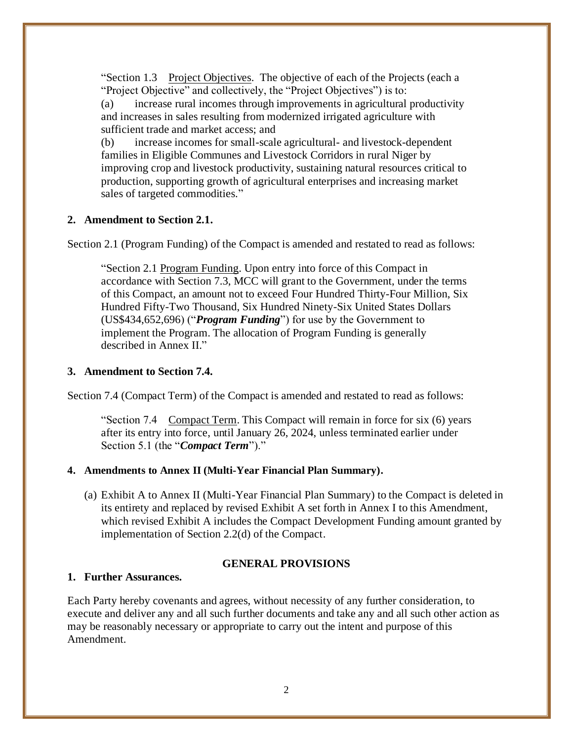"Section 1.3 Project Objectives. The objective of each of the Projects (each a "Project Objective" and collectively, the "Project Objectives") is to:

(a) increase rural incomes through improvements in agricultural productivity and increases in sales resulting from modernized irrigated agriculture with sufficient trade and market access; and

(b) increase incomes for small-scale agricultural- and livestock-dependent families in Eligible Communes and Livestock Corridors in rural Niger by improving crop and livestock productivity, sustaining natural resources critical to production, supporting growth of agricultural enterprises and increasing market sales of targeted commodities."

**2. Amendment to Section 2.1.**

Section 2.1 (Program Funding) of the Compact is amended and restated to read as follows:

> "Section 2.1 Program Funding. Upon entry into force of this Compact in accordance with Section 7.3, MCC will grant to the Government, under the terms of this Compact, an amount not to exceed Four Hundred Thirty-Four Million, Six Hundred Fifty-Two Thousand, Six Hundred Ninety-Six United States Dollars (US$434,652,696) ("***Program Funding***") for use by the Government to implement the Program. The allocation of Program Funding is generally described in Annex II."

**3. Amendment to Section 7.4.**

Section 7.4 (Compact Term) of the Compact is amended and restated to read as follows:

> "Section 7.4 Compact Term. This Compact will remain in force for six (6) years after its entry into force, until January 26, 2024, unless terminated earlier under Section 5.1 (the "***Compact Term***")."

**4. Amendments to Annex II (Multi-Year Financial Plan Summary).**

(a) Exhibit A to Annex II (Multi-Year Financial Plan Summary) to the Compact is deleted in its entirety and replaced by revised Exhibit A set forth in Annex I to this Amendment, which revised Exhibit A includes the Compact Development Funding amount granted by implementation of Section 2.2(d) of the Compact.

## GENERAL PROVISIONS

**1. Further Assurances.**

Each Party hereby covenants and agrees, without necessity of any further consideration, to execute and deliver any and all such further documents and take any and all such other action as may be reasonably necessary or appropriate to carry out the intent and purpose of this Amendment.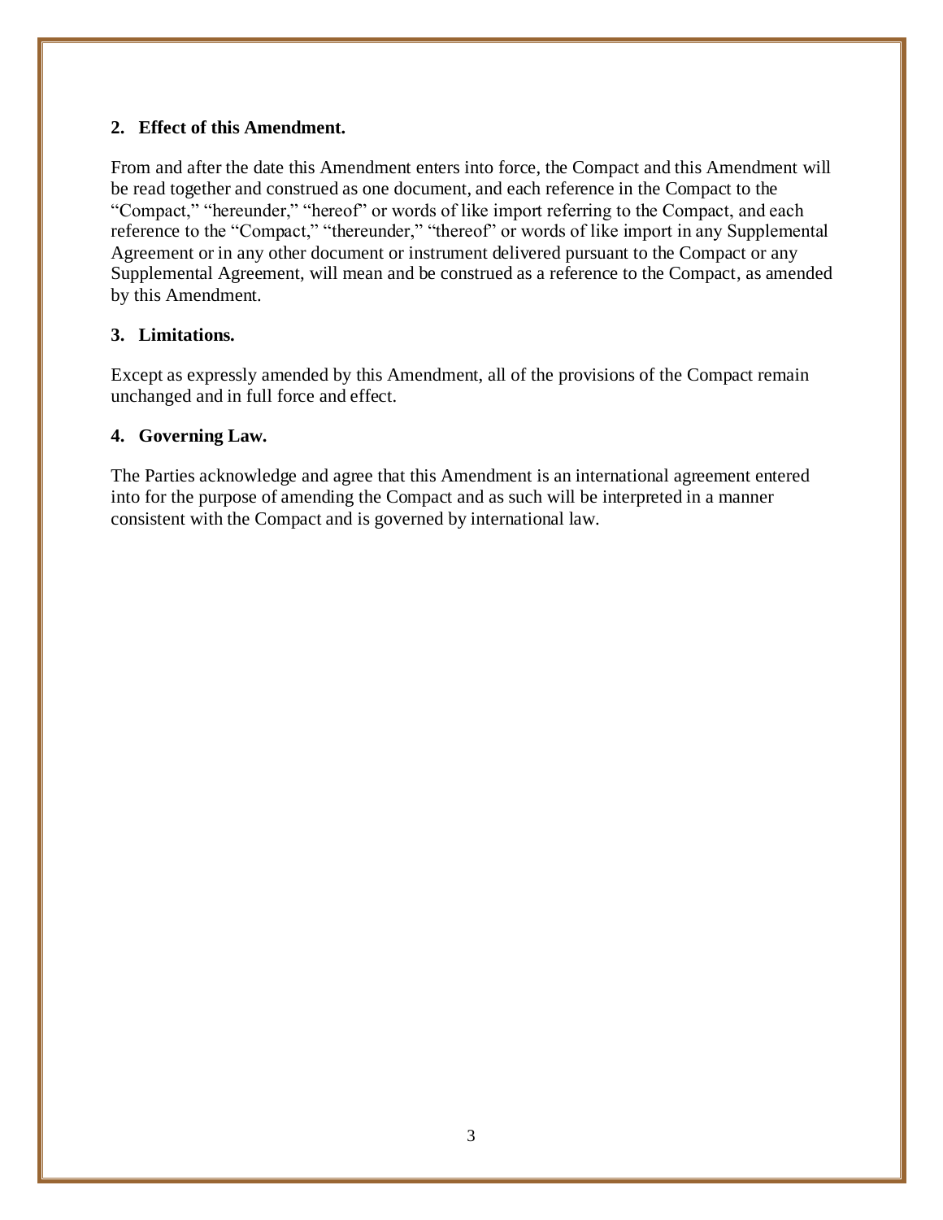**2. Effect of this Amendment.**

From and after the date this Amendment enters into force, the Compact and this Amendment will be read together and construed as one document, and each reference in the Compact to the "Compact," "hereunder," "hereof" or words of like import referring to the Compact, and each reference to the "Compact," "thereunder," "thereof" or words of like import in any Supplemental Agreement or in any other document or instrument delivered pursuant to the Compact or any Supplemental Agreement, will mean and be construed as a reference to the Compact, as amended by this Amendment.

**3. Limitations.**

Except as expressly amended by this Amendment, all of the provisions of the Compact remain unchanged and in full force and effect.

**4. Governing Law.**

The Parties acknowledge and agree that this Amendment is an international agreement entered into for the purpose of amending the Compact and as such will be interpreted in a manner consistent with the Compact and is governed by international law.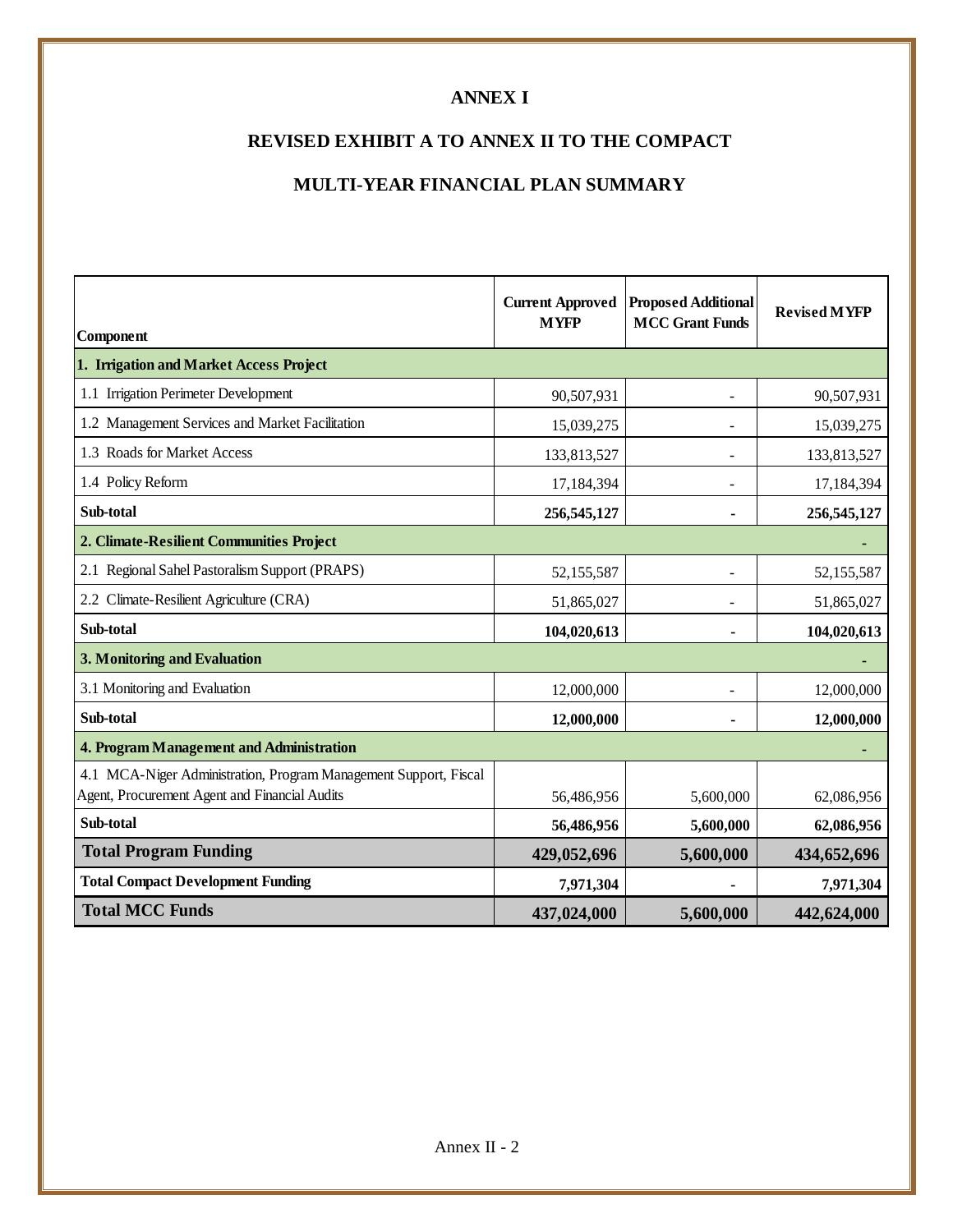# ANNEX I

## REVISED EXHIBIT A TO ANNEX II TO THE COMPACT

## MULTI-YEAR FINANCIAL PLAN SUMMARY

| Component | Current Approved MYFP | Proposed Additional MCC Grant Funds | Revised MYFP |
|---|---|---|---|
| **1. Irrigation and Market Access Project** | | | |
| 1.1 Irrigation Perimeter Development | 90,507,931 | - | 90,507,931 |
| 1.2 Management Services and Market Facilitation | 15,039,275 | - | 15,039,275 |
| 1.3 Roads for Market Access | 133,813,527 | - | 133,813,527 |
| 1.4 Policy Reform | 17,184,394 | - | 17,184,394 |
| **Sub-total** | **256,545,127** | **-** | **256,545,127** |
| **2. Climate-Resilient Communities Project** | | | - |
| 2.1 Regional Sahel Pastoralism Support (PRAPS) | 52,155,587 | - | 52,155,587 |
| 2.2 Climate-Resilient Agriculture (CRA) | 51,865,027 | - | 51,865,027 |
| **Sub-total** | **104,020,613** | **-** | **104,020,613** |
| **3. Monitoring and Evaluation** | | | - |
| 3.1 Monitoring and Evaluation | 12,000,000 | - | 12,000,000 |
| **Sub-total** | **12,000,000** | **-** | **12,000,000** |
| **4. Program Management and Administration** | | | - |
| 4.1 MCA-Niger Administration, Program Management Support, Fiscal Agent, Procurement Agent and Financial Audits | 56,486,956 | 5,600,000 | 62,086,956 |
| **Sub-total** | **56,486,956** | **5,600,000** | **62,086,956** |
| **Total Program Funding** | **429,052,696** | **5,600,000** | **434,652,696** |
| **Total Compact Development Funding** | **7,971,304** | **-** | **7,971,304** |
| **Total MCC Funds** | **437,024,000** | **5,600,000** | **442,624,000** |